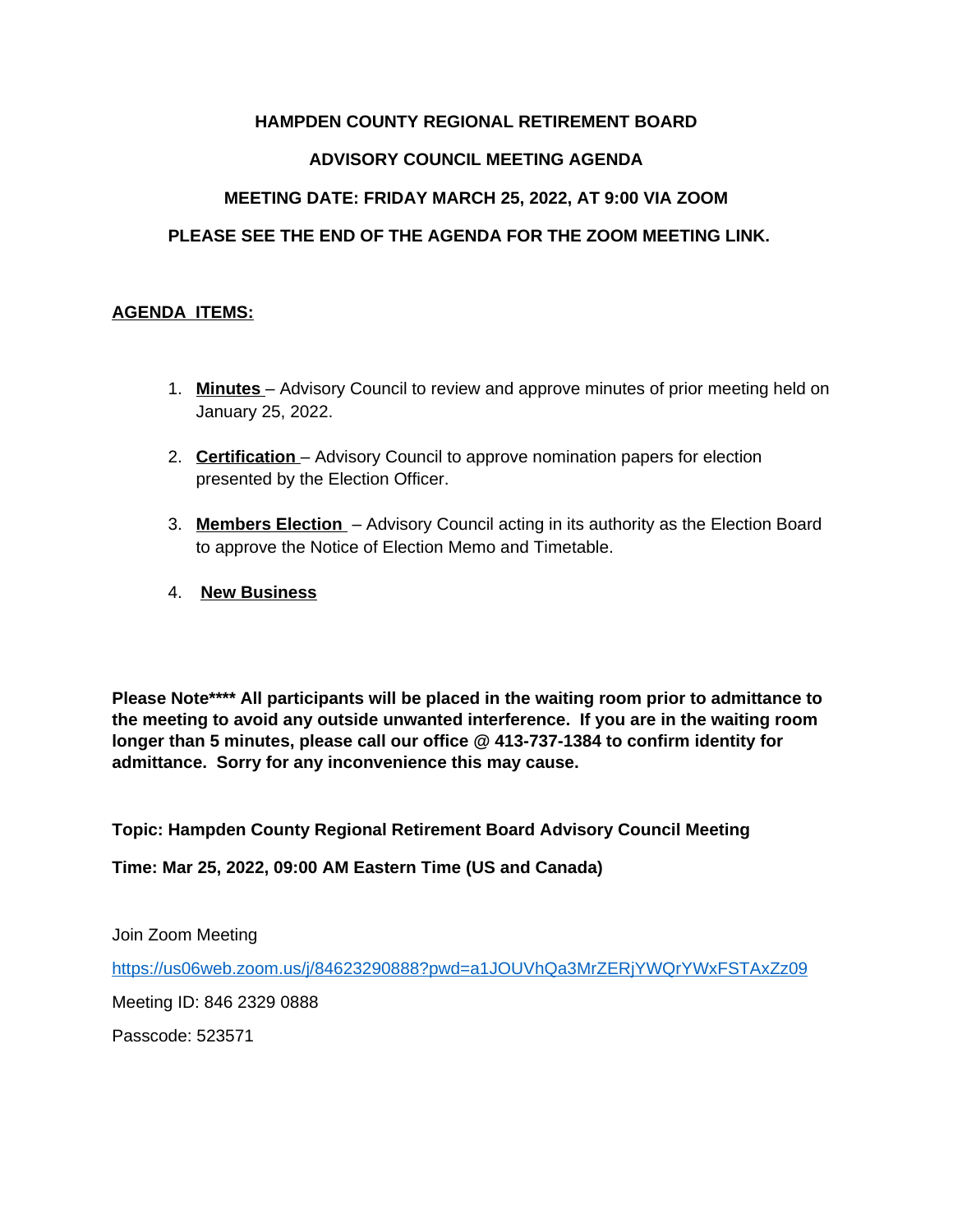# HAMPDEN COUNTY REGIONAL RETIREMENT BOARD

## ADVISORY COUNCIL MEETING AGENDA

## MEETING DATE: FRIDAY MARCH 25, 2022, AT 9:00 VIA ZOOM

## PLEASE SEE THE END OF THE AGENDA FOR THE ZOOM MEETING LINK.

**AGENDA ITEMS:**

1. **Minutes** – Advisory Council to review and approve minutes of prior meeting held on January 25, 2022.

2. **Certification** – Advisory Council to approve nomination papers for election presented by the Election Officer.

3. **Members Election** – Advisory Council acting in its authority as the Election Board to approve the Notice of Election Memo and Timetable.

4. **New Business**

**Please Note\*\*\*\* All participants will be placed in the waiting room prior to admittance to the meeting to avoid any outside unwanted interference. If you are in the waiting room longer than 5 minutes, please call our office @ 413-737-1384 to confirm identity for admittance. Sorry for any inconvenience this may cause.**

**Topic: Hampden County Regional Retirement Board Advisory Council Meeting**

**Time: Mar 25, 2022, 09:00 AM Eastern Time (US and Canada)**

Join Zoom Meeting

https://us06web.zoom.us/j/84623290888?pwd=a1JOUVhQa3MrZERjYWQrYWxFSTAxZz09

Meeting ID: 846 2329 0888

Passcode: 523571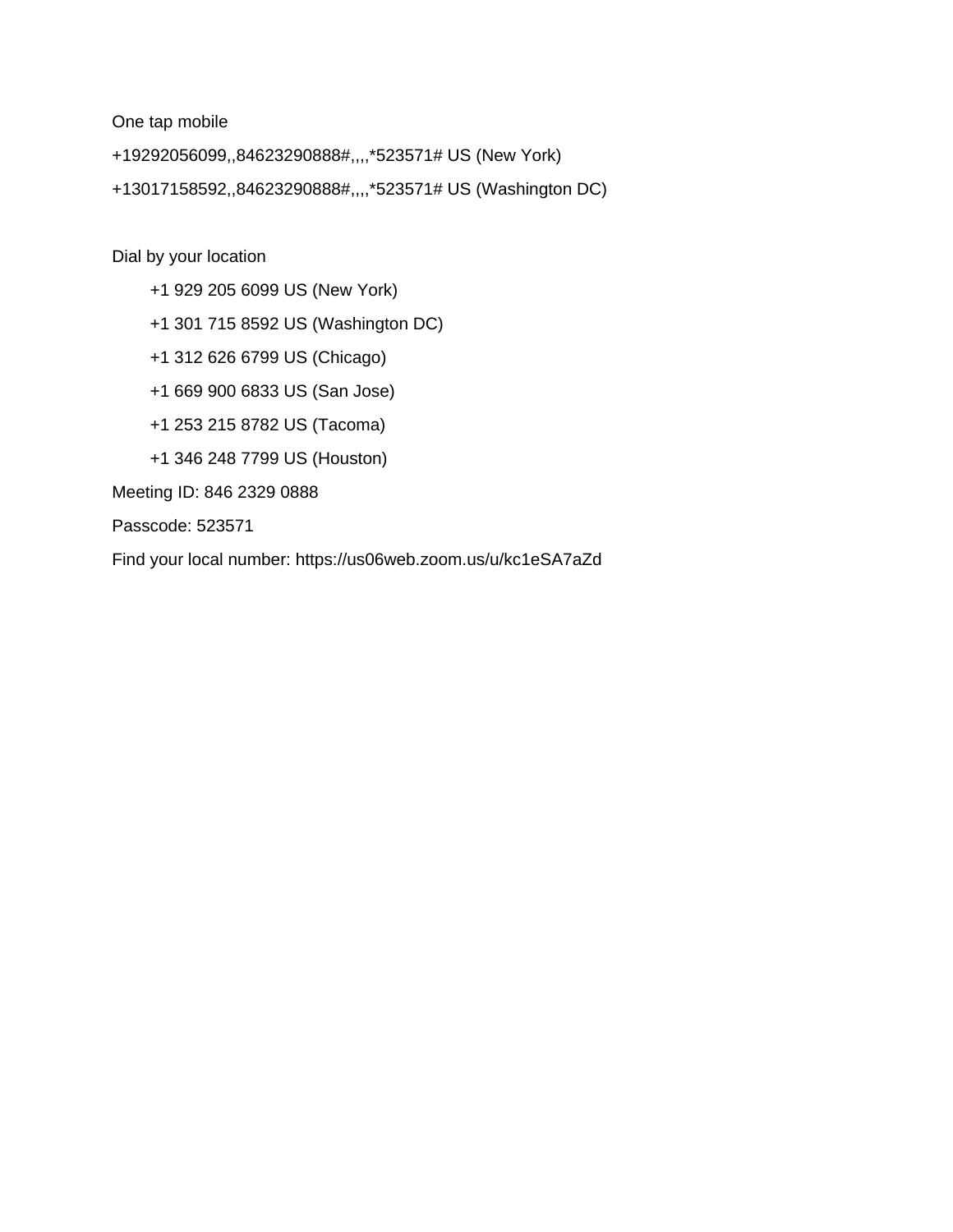One tap mobile

+19292056099,,84623290888#,,,,*523571# US (New York)

+13017158592,,84623290888#,,,,*523571# US (Washington DC)

Dial by your location

- +1 929 205 6099 US (New York)
- +1 301 715 8592 US (Washington DC)
- +1 312 626 6799 US (Chicago)
- +1 669 900 6833 US (San Jose)
- +1 253 215 8782 US (Tacoma)
- +1 346 248 7799 US (Houston)

Meeting ID: 846 2329 0888

Passcode: 523571

Find your local number: https://us06web.zoom.us/u/kc1eSA7aZd